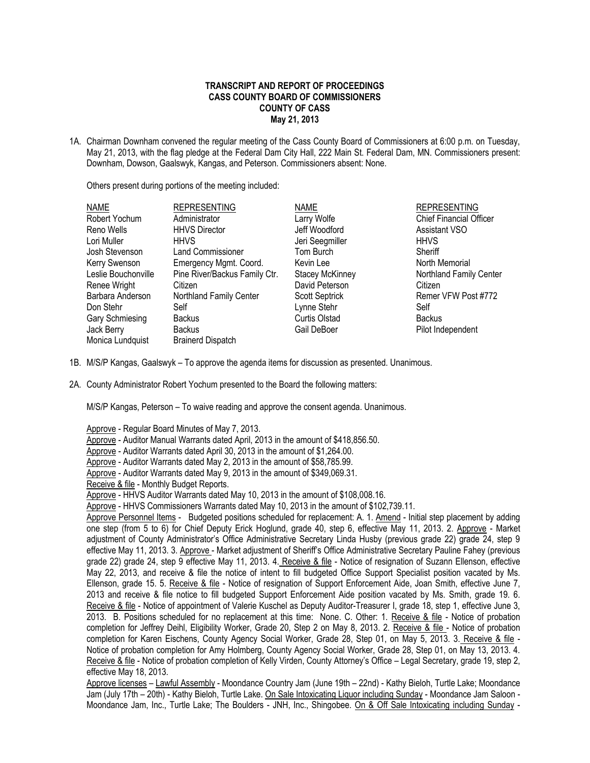**TRANSCRIPT AND REPORT OF PROCEEDINGS**
**CASS COUNTY BOARD OF COMMISSIONERS**
**COUNTY OF CASS**
**May 21, 2013**

1A. Chairman Downham convened the regular meeting of the Cass County Board of Commissioners at 6:00 p.m. on Tuesday, May 21, 2013, with the flag pledge at the Federal Dam City Hall, 222 Main St. Federal Dam, MN. Commissioners present: Downham, Dowson, Gaalswyk, Kangas, and Peterson. Commissioners absent: None.

Others present during portions of the meeting included:

| NAME | REPRESENTING | NAME | REPRESENTING |
|---|---|---|---|
| Robert Yochum | Administrator | Larry Wolfe | Chief Financial Officer |
| Reno Wells | HHVS Director | Jeff Woodford | Assistant VSO |
| Lori Muller | HHVS | Jeri Seegmiller | HHVS |
| Josh Stevenson | Land Commissioner | Tom Burch | Sheriff |
| Kerry Swenson | Emergency Mgmt. Coord. | Kevin Lee | North Memorial |
| Leslie Bouchonville | Pine River/Backus Family Ctr. | Stacey McKinney | Northland Family Center |
| Renee Wright | Citizen | David Peterson | Citizen |
| Barbara Anderson | Northland Family Center | Scott Septrick | Remer VFW Post #772 |
| Don Stehr | Self | Lynne Stehr | Self |
| Gary Schmiesing | Backus | Curtis Olstad | Backus |
| Jack Berry | Backus | Gail DeBoer | Pilot Independent |
| Monica Lundquist | Brainerd Dispatch | | |

1B. M/S/P Kangas, Gaalswyk – To approve the agenda items for discussion as presented. Unanimous.

2A. County Administrator Robert Yochum presented to the Board the following matters:

M/S/P Kangas, Peterson – To waive reading and approve the consent agenda. Unanimous.

Approve - Regular Board Minutes of May 7, 2013.
Approve - Auditor Manual Warrants dated April, 2013 in the amount of $418,856.50.
Approve - Auditor Warrants dated April 30, 2013 in the amount of $1,264.00.
Approve - Auditor Warrants dated May 2, 2013 in the amount of $58,785.99.
Approve - Auditor Warrants dated May 9, 2013 in the amount of $349,069.31.
Receive & file - Monthly Budget Reports.
Approve - HHVS Auditor Warrants dated May 10, 2013 in the amount of $108,008.16.
Approve - HHVS Commissioners Warrants dated May 10, 2013 in the amount of $102,739.11.
Approve Personnel Items - Budgeted positions scheduled for replacement: A. 1. Amend - Initial step placement by adding one step (from 5 to 6) for Chief Deputy Erick Hoglund, grade 40, step 6, effective May 11, 2013. 2. Approve - Market adjustment of County Administrator's Office Administrative Secretary Linda Husby (previous grade 22) grade 24, step 9 effective May 11, 2013. 3. Approve - Market adjustment of Sheriff's Office Administrative Secretary Pauline Fahey (previous grade 22) grade 24, step 9 effective May 11, 2013. 4. Receive & file - Notice of resignation of Suzann Ellenson, effective May 22, 2013, and receive & file the notice of intent to fill budgeted Office Support Specialist position vacated by Ms. Ellenson, grade 15. 5. Receive & file - Notice of resignation of Support Enforcement Aide, Joan Smith, effective June 7, 2013 and receive & file notice to fill budgeted Support Enforcement Aide position vacated by Ms. Smith, grade 19. 6. Receive & file - Notice of appointment of Valerie Kuschel as Deputy Auditor-Treasurer I, grade 18, step 1, effective June 3, 2013. B. Positions scheduled for no replacement at this time: None. C. Other: 1. Receive & file - Notice of probation completion for Jeffrey Deihl, Eligibility Worker, Grade 20, Step 2 on May 8, 2013. 2. Receive & file - Notice of probation completion for Karen Eischens, County Agency Social Worker, Grade 28, Step 01, on May 5, 2013. 3. Receive & file - Notice of probation completion for Amy Holmberg, County Agency Social Worker, Grade 28, Step 01, on May 13, 2013. 4. Receive & file - Notice of probation completion of Kelly Virden, County Attorney's Office – Legal Secretary, grade 19, step 2, effective May 18, 2013.

Approve licenses – Lawful Assembly - Moondance Country Jam (June 19th – 22nd) - Kathy Bieloh, Turtle Lake; Moondance Jam (July 17th – 20th) - Kathy Bieloh, Turtle Lake. On Sale Intoxicating Liquor including Sunday - Moondance Jam Saloon - Moondance Jam, Inc., Turtle Lake; The Boulders - JNH, Inc., Shingobee. On & Off Sale Intoxicating including Sunday -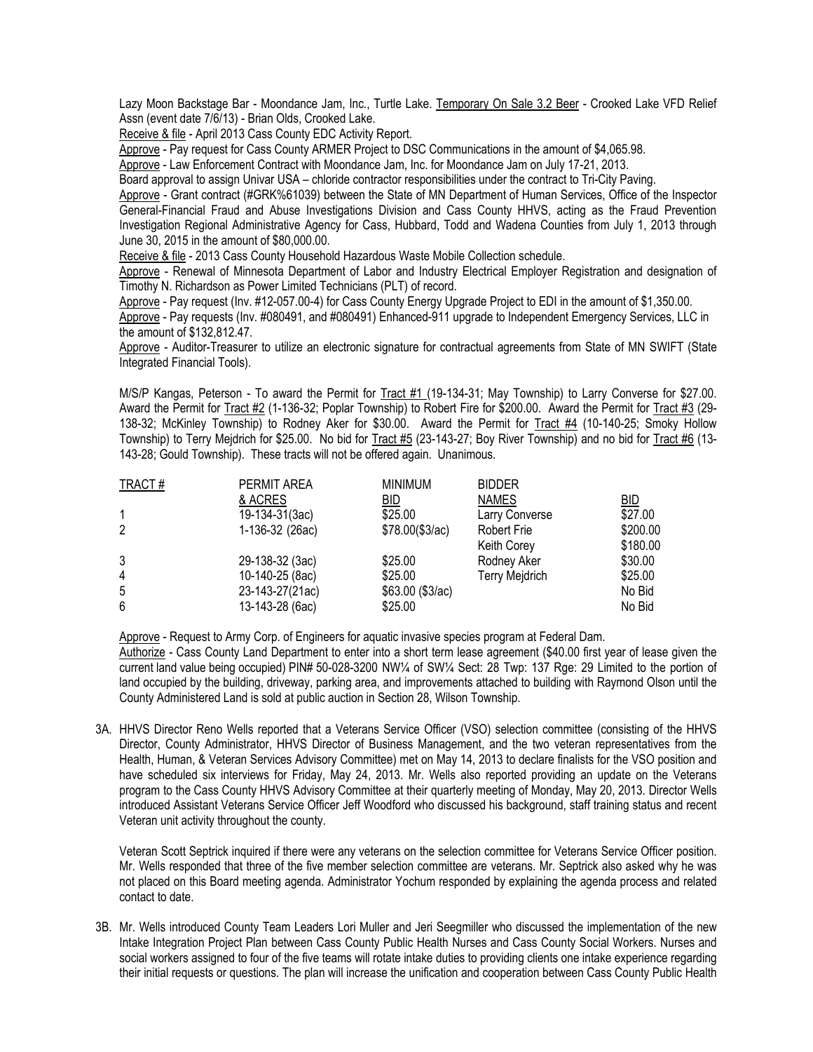Lazy Moon Backstage Bar - Moondance Jam, Inc., Turtle Lake. Temporary On Sale 3.2 Beer - Crooked Lake VFD Relief Assn (event date 7/6/13) - Brian Olds, Crooked Lake.

Receive & file - April 2013 Cass County EDC Activity Report.

Approve - Pay request for Cass County ARMER Project to DSC Communications in the amount of $4,065.98.

Approve - Law Enforcement Contract with Moondance Jam, Inc. for Moondance Jam on July 17-21, 2013.

Board approval to assign Univar USA – chloride contractor responsibilities under the contract to Tri-City Paving.

Approve - Grant contract (#GRK%61039) between the State of MN Department of Human Services, Office of the Inspector General-Financial Fraud and Abuse Investigations Division and Cass County HHVS, acting as the Fraud Prevention Investigation Regional Administrative Agency for Cass, Hubbard, Todd and Wadena Counties from July 1, 2013 through June 30, 2015 in the amount of $80,000.00.

Receive & file - 2013 Cass County Household Hazardous Waste Mobile Collection schedule.

Approve - Renewal of Minnesota Department of Labor and Industry Electrical Employer Registration and designation of Timothy N. Richardson as Power Limited Technicians (PLT) of record.

Approve - Pay request (Inv. #12-057.00-4) for Cass County Energy Upgrade Project to EDI in the amount of $1,350.00.

Approve - Pay requests (Inv. #080491, and #080491) Enhanced-911 upgrade to Independent Emergency Services, LLC in the amount of $132,812.47.

Approve - Auditor-Treasurer to utilize an electronic signature for contractual agreements from State of MN SWIFT (State Integrated Financial Tools).

M/S/P Kangas, Peterson - To award the Permit for Tract #1 (19-134-31; May Township) to Larry Converse for $27.00. Award the Permit for Tract #2 (1-136-32; Poplar Township) to Robert Fire for $200.00. Award the Permit for Tract #3 (29-138-32; McKinley Township) to Rodney Aker for $30.00. Award the Permit for Tract #4 (10-140-25; Smoky Hollow Township) to Terry Mejdrich for $25.00. No bid for Tract #5 (23-143-27; Boy River Township) and no bid for Tract #6 (13-143-28; Gould Township). These tracts will not be offered again. Unanimous.

| TRACT # | PERMIT AREA & ACRES | MINIMUM BID | BIDDER NAMES | BID |
|---|---|---|---|---|
| 1 | 19-134-31(3ac) | $25.00 | Larry Converse | $27.00 |
| 2 | 1-136-32 (26ac) | $78.00($3/ac) | Robert Frie | $200.00 |
| | | | Keith Corey | $180.00 |
| 3 | 29-138-32 (3ac) | $25.00 | Rodney Aker | $30.00 |
| 4 | 10-140-25 (8ac) | $25.00 | Terry Mejdrich | $25.00 |
| 5 | 23-143-27(21ac) | $63.00 ($3/ac) | | No Bid |
| 6 | 13-143-28 (6ac) | $25.00 | | No Bid |

Approve - Request to Army Corp. of Engineers for aquatic invasive species program at Federal Dam.

Authorize - Cass County Land Department to enter into a short term lease agreement ($40.00 first year of lease given the current land value being occupied) PIN# 50-028-3200 NW¼ of SW¼ Sect: 28 Twp: 137 Rge: 29 Limited to the portion of land occupied by the building, driveway, parking area, and improvements attached to building with Raymond Olson until the County Administered Land is sold at public auction in Section 28, Wilson Township.

3A. HHVS Director Reno Wells reported that a Veterans Service Officer (VSO) selection committee (consisting of the HHVS Director, County Administrator, HHVS Director of Business Management, and the two veteran representatives from the Health, Human, & Veteran Services Advisory Committee) met on May 14, 2013 to declare finalists for the VSO position and have scheduled six interviews for Friday, May 24, 2013. Mr. Wells also reported providing an update on the Veterans program to the Cass County HHVS Advisory Committee at their quarterly meeting of Monday, May 20, 2013. Director Wells introduced Assistant Veterans Service Officer Jeff Woodford who discussed his background, staff training status and recent Veteran unit activity throughout the county.

Veteran Scott Septrick inquired if there were any veterans on the selection committee for Veterans Service Officer position. Mr. Wells responded that three of the five member selection committee are veterans. Mr. Septrick also asked why he was not placed on this Board meeting agenda. Administrator Yochum responded by explaining the agenda process and related contact to date.

3B. Mr. Wells introduced County Team Leaders Lori Muller and Jeri Seegmiller who discussed the implementation of the new Intake Integration Project Plan between Cass County Public Health Nurses and Cass County Social Workers. Nurses and social workers assigned to four of the five teams will rotate intake duties to providing clients one intake experience regarding their initial requests or questions. The plan will increase the unification and cooperation between Cass County Public Health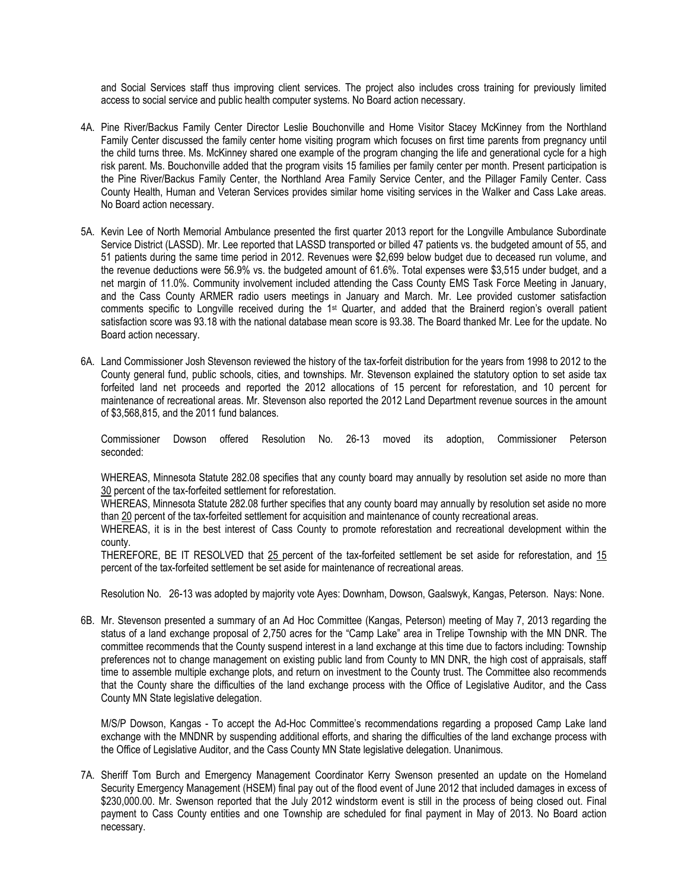and Social Services staff thus improving client services. The project also includes cross training for previously limited access to social service and public health computer systems. No Board action necessary.

4A. Pine River/Backus Family Center Director Leslie Bouchonville and Home Visitor Stacey McKinney from the Northland Family Center discussed the family center home visiting program which focuses on first time parents from pregnancy until the child turns three. Ms. McKinney shared one example of the program changing the life and generational cycle for a high risk parent. Ms. Bouchonville added that the program visits 15 families per family center per month. Present participation is the Pine River/Backus Family Center, the Northland Area Family Service Center, and the Pillager Family Center. Cass County Health, Human and Veteran Services provides similar home visiting services in the Walker and Cass Lake areas. No Board action necessary.

5A. Kevin Lee of North Memorial Ambulance presented the first quarter 2013 report for the Longville Ambulance Subordinate Service District (LASSD). Mr. Lee reported that LASSD transported or billed 47 patients vs. the budgeted amount of 55, and 51 patients during the same time period in 2012. Revenues were $2,699 below budget due to deceased run volume, and the revenue deductions were 56.9% vs. the budgeted amount of 61.6%. Total expenses were $3,515 under budget, and a net margin of 11.0%. Community involvement included attending the Cass County EMS Task Force Meeting in January, and the Cass County ARMER radio users meetings in January and March. Mr. Lee provided customer satisfaction comments specific to Longville received during the 1st Quarter, and added that the Brainerd region's overall patient satisfaction score was 93.18 with the national database mean score is 93.38. The Board thanked Mr. Lee for the update. No Board action necessary.

6A. Land Commissioner Josh Stevenson reviewed the history of the tax-forfeit distribution for the years from 1998 to 2012 to the County general fund, public schools, cities, and townships. Mr. Stevenson explained the statutory option to set aside tax forfeited land net proceeds and reported the 2012 allocations of 15 percent for reforestation, and 10 percent for maintenance of recreational areas. Mr. Stevenson also reported the 2012 Land Department revenue sources in the amount of $3,568,815, and the 2011 fund balances.

Commissioner Dowson offered Resolution No. 26-13 moved its adoption, Commissioner Peterson seconded:

WHEREAS, Minnesota Statute 282.08 specifies that any county board may annually by resolution set aside no more than 30 percent of the tax-forfeited settlement for reforestation.
WHEREAS, Minnesota Statute 282.08 further specifies that any county board may annually by resolution set aside no more than 20 percent of the tax-forfeited settlement for acquisition and maintenance of county recreational areas.
WHEREAS, it is in the best interest of Cass County to promote reforestation and recreational development within the county.
THEREFORE, BE IT RESOLVED that 25 percent of the tax-forfeited settlement be set aside for reforestation, and 15 percent of the tax-forfeited settlement be set aside for maintenance of recreational areas.

Resolution No. 26-13 was adopted by majority vote Ayes: Downham, Dowson, Gaalswyk, Kangas, Peterson. Nays: None.

6B. Mr. Stevenson presented a summary of an Ad Hoc Committee (Kangas, Peterson) meeting of May 7, 2013 regarding the status of a land exchange proposal of 2,750 acres for the "Camp Lake" area in Trelipe Township with the MN DNR. The committee recommends that the County suspend interest in a land exchange at this time due to factors including: Township preferences not to change management on existing public land from County to MN DNR, the high cost of appraisals, staff time to assemble multiple exchange plots, and return on investment to the County trust. The Committee also recommends that the County share the difficulties of the land exchange process with the Office of Legislative Auditor, and the Cass County MN State legislative delegation.

M/S/P Dowson, Kangas - To accept the Ad-Hoc Committee's recommendations regarding a proposed Camp Lake land exchange with the MNDNR by suspending additional efforts, and sharing the difficulties of the land exchange process with the Office of Legislative Auditor, and the Cass County MN State legislative delegation. Unanimous.

7A. Sheriff Tom Burch and Emergency Management Coordinator Kerry Swenson presented an update on the Homeland Security Emergency Management (HSEM) final pay out of the flood event of June 2012 that included damages in excess of $230,000.00. Mr. Swenson reported that the July 2012 windstorm event is still in the process of being closed out. Final payment to Cass County entities and one Township are scheduled for final payment in May of 2013. No Board action necessary.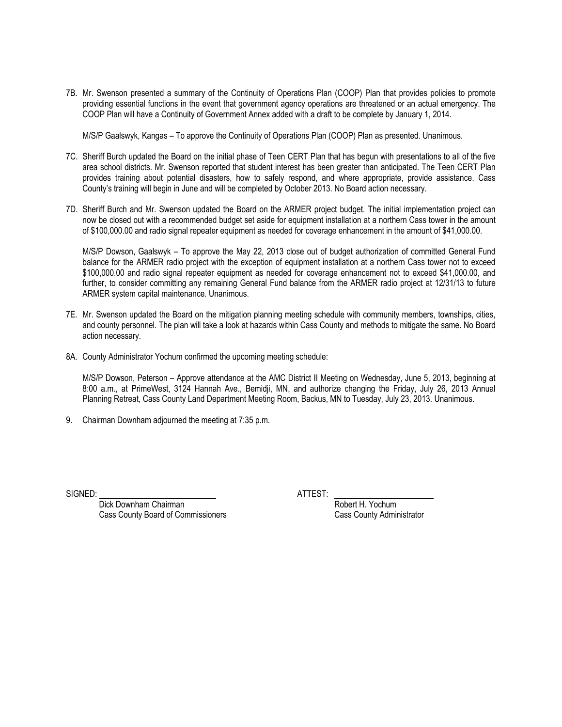7B. Mr. Swenson presented a summary of the Continuity of Operations Plan (COOP) Plan that provides policies to promote providing essential functions in the event that government agency operations are threatened or an actual emergency. The COOP Plan will have a Continuity of Government Annex added with a draft to be complete by January 1, 2014.

M/S/P Gaalswyk, Kangas – To approve the Continuity of Operations Plan (COOP) Plan as presented. Unanimous.

7C. Sheriff Burch updated the Board on the initial phase of Teen CERT Plan that has begun with presentations to all of the five area school districts. Mr. Swenson reported that student interest has been greater than anticipated. The Teen CERT Plan provides training about potential disasters, how to safely respond, and where appropriate, provide assistance. Cass County's training will begin in June and will be completed by October 2013. No Board action necessary.

7D. Sheriff Burch and Mr. Swenson updated the Board on the ARMER project budget. The initial implementation project can now be closed out with a recommended budget set aside for equipment installation at a northern Cass tower in the amount of $100,000.00 and radio signal repeater equipment as needed for coverage enhancement in the amount of $41,000.00.

M/S/P Dowson, Gaalswyk – To approve the May 22, 2013 close out of budget authorization of committed General Fund balance for the ARMER radio project with the exception of equipment installation at a northern Cass tower not to exceed $100,000.00 and radio signal repeater equipment as needed for coverage enhancement not to exceed $41,000.00, and further, to consider committing any remaining General Fund balance from the ARMER radio project at 12/31/13 to future ARMER system capital maintenance. Unanimous.

7E. Mr. Swenson updated the Board on the mitigation planning meeting schedule with community members, townships, cities, and county personnel. The plan will take a look at hazards within Cass County and methods to mitigate the same. No Board action necessary.

8A. County Administrator Yochum confirmed the upcoming meeting schedule:

M/S/P Dowson, Peterson – Approve attendance at the AMC District II Meeting on Wednesday, June 5, 2013, beginning at 8:00 a.m., at PrimeWest, 3124 Hannah Ave., Bemidji, MN, and authorize changing the Friday, July 26, 2013 Annual Planning Retreat, Cass County Land Department Meeting Room, Backus, MN to Tuesday, July 23, 2013. Unanimous.

9. Chairman Downham adjourned the meeting at 7:35 p.m.

SIGNED: ______________________
Dick Downham Chairman
Cass County Board of Commissioners

ATTEST: ______________________
Robert H. Yochum
Cass County Administrator